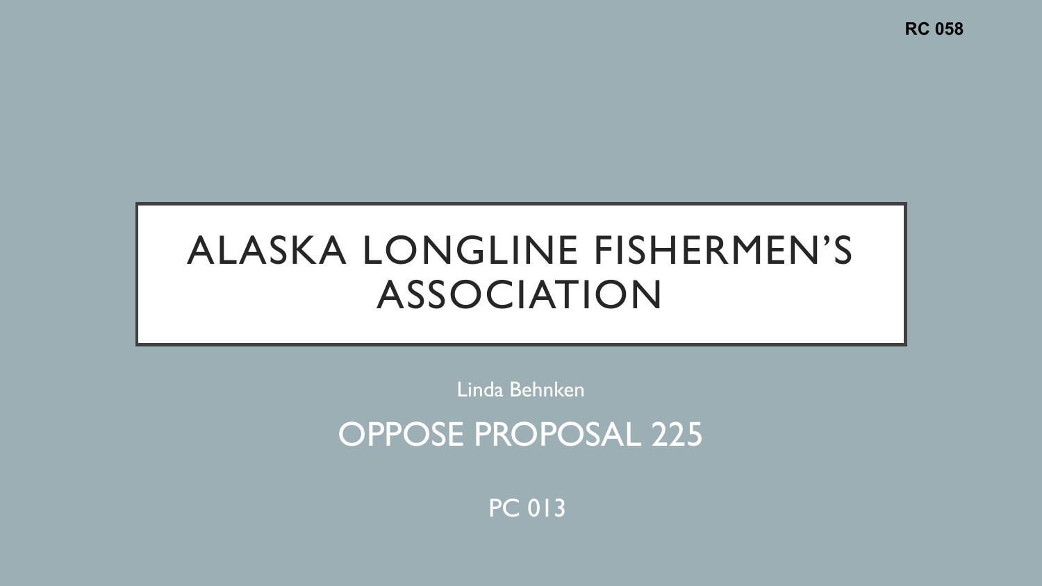RC 058

# ALASKA LONGLINE FISHERMEN'S ASSOCIATION

Linda Behnken

## OPPOSE PROPOSAL 225

PC 013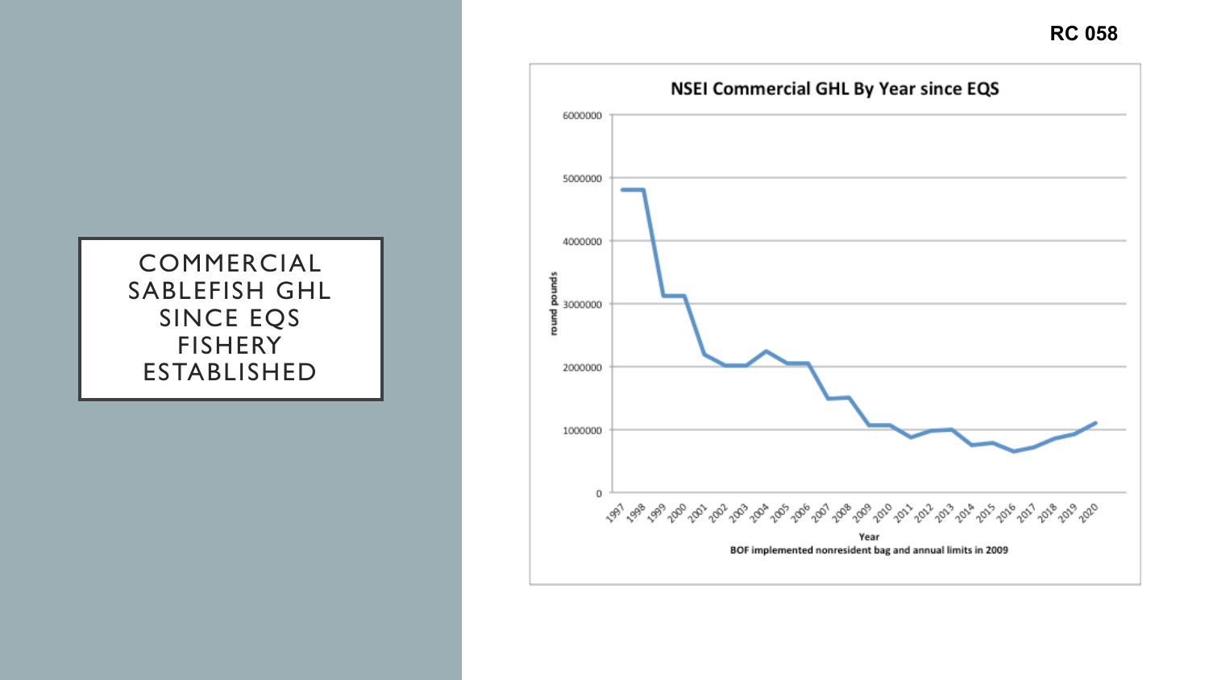RC 058

# COMMERCIAL SABLEFISH GHL SINCE EQS FISHERY ESTABLISHED

**NSEI Commercial GHL By Year since EQS**

round pounds

6000000
5000000
4000000
3000000
2000000
1000000
0

1997 1998 1999 2000 2001 2002 2003 2004 2005 2006 2007 2008 2009 2010 2011 2012 2013 2014 2015 2016 2017 2018 2019 2020

Year

**BOF implemented nonresident bag and annual limits in 2009**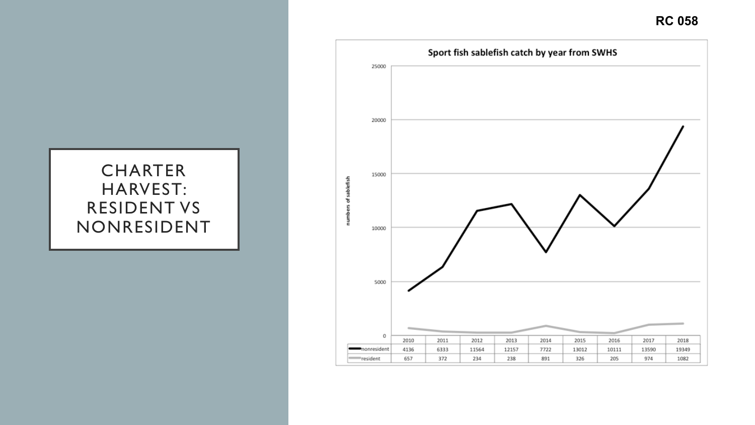RC 058

# CHARTER HARVEST: RESIDENT VS NONRESIDENT

Sport fish sablefish catch by year from SWHS

|  | 2010 | 2011 | 2012 | 2013 | 2014 | 2015 | 2016 | 2017 | 2018 |
|---|---|---|---|---|---|---|---|---|---|
| nonresident | 4136 | 6333 | 11564 | 12157 | 7722 | 13012 | 10111 | 13590 | 19349 |
| resident | 657 | 372 | 234 | 238 | 891 | 326 | 205 | 974 | 1082 |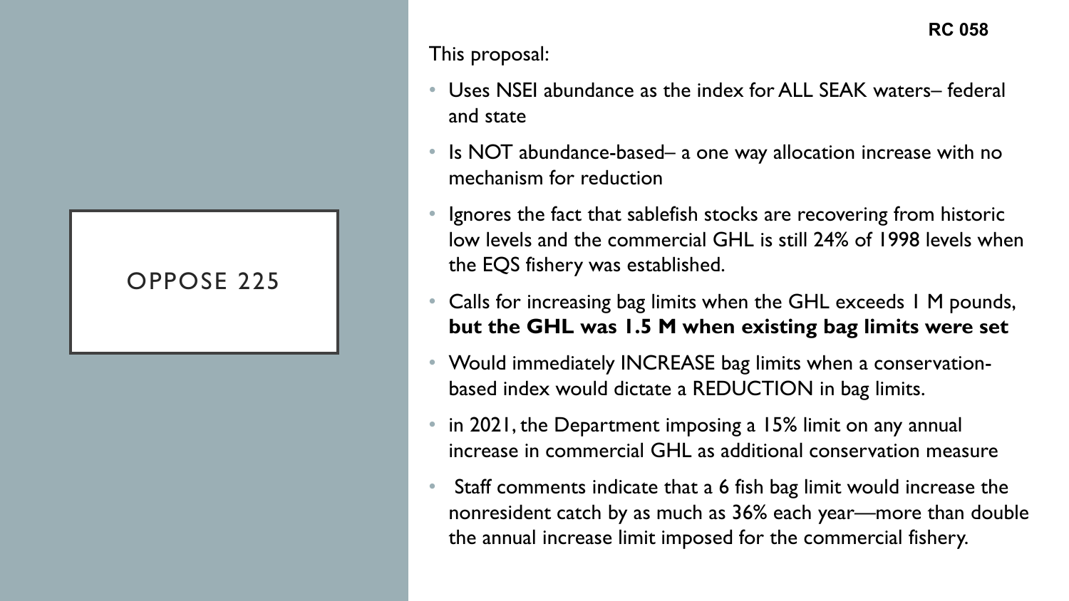RC 058

# OPPOSE 225

This proposal:

- Uses NSEI abundance as the index for ALL SEAK waters– federal and state
- Is NOT abundance-based– a one way allocation increase with no mechanism for reduction
- Ignores the fact that sablefish stocks are recovering from historic low levels and the commercial GHL is still 24% of 1998 levels when the EQS fishery was established.
- Calls for increasing bag limits when the GHL exceeds 1 M pounds, **but the GHL was 1.5 M when existing bag limits were set**
- Would immediately INCREASE bag limits when a conservation-based index would dictate a REDUCTION in bag limits.
- in 2021, the Department imposing a 15% limit on any annual increase in commercial GHL as additional conservation measure
- Staff comments indicate that a 6 fish bag limit would increase the nonresident catch by as much as 36% each year—more than double the annual increase limit imposed for the commercial fishery.